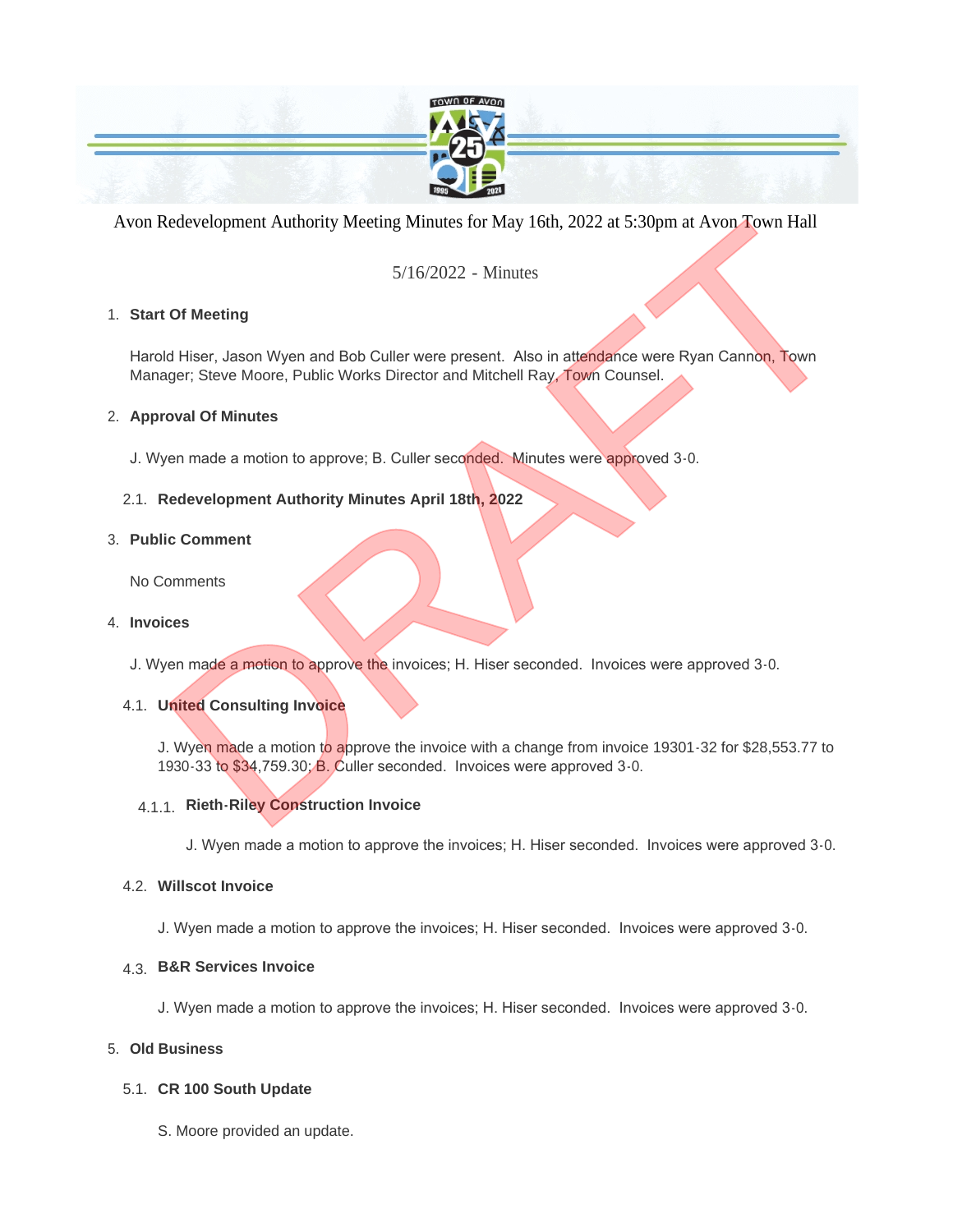Avon Redevelopment Authority Meeting Minutes for May 16th, 2022 at 5:30pm at Avon Town Hall

5/16/2022 - Minutes

1. **Start Of Meeting**

   Harold Hiser, Jason Wyen and Bob Culler were present.  Also in attendance were Ryan Cannon, Town Manager; Steve Moore, Public Works Director and Mitchell Ray, Town Counsel.

2. **Approval Of Minutes**

   J. Wyen made a motion to approve; B. Culler seconded.  Minutes were approved 3-0.

   2.1. **Redevelopment Authority Minutes April 18th, 2022**

3. **Public Comment**

   No Comments

4. **Invoices**

   J. Wyen made a motion to approve the invoices; H. Hiser seconded.  Invoices were approved 3-0.

   4.1. **United Consulting Invoice**

   J. Wyen made a motion to approve the invoice with a change from invoice 19301-32 for $28,553.77 to 1930-33 to $34,759.30; B. Culler seconded.  Invoices were approved 3-0.

   4.1.1. **Rieth-Riley Construction Invoice**

   J. Wyen made a motion to approve the invoices; H. Hiser seconded.  Invoices were approved 3-0.

   4.2. **Willscot Invoice**

   J. Wyen made a motion to approve the invoices; H. Hiser seconded.  Invoices were approved 3-0.

   4.3. **B&R Services Invoice**

   J. Wyen made a motion to approve the invoices; H. Hiser seconded.  Invoices were approved 3-0.

5. **Old Business**

   5.1. **CR 100 South Update**

   S. Moore provided an update.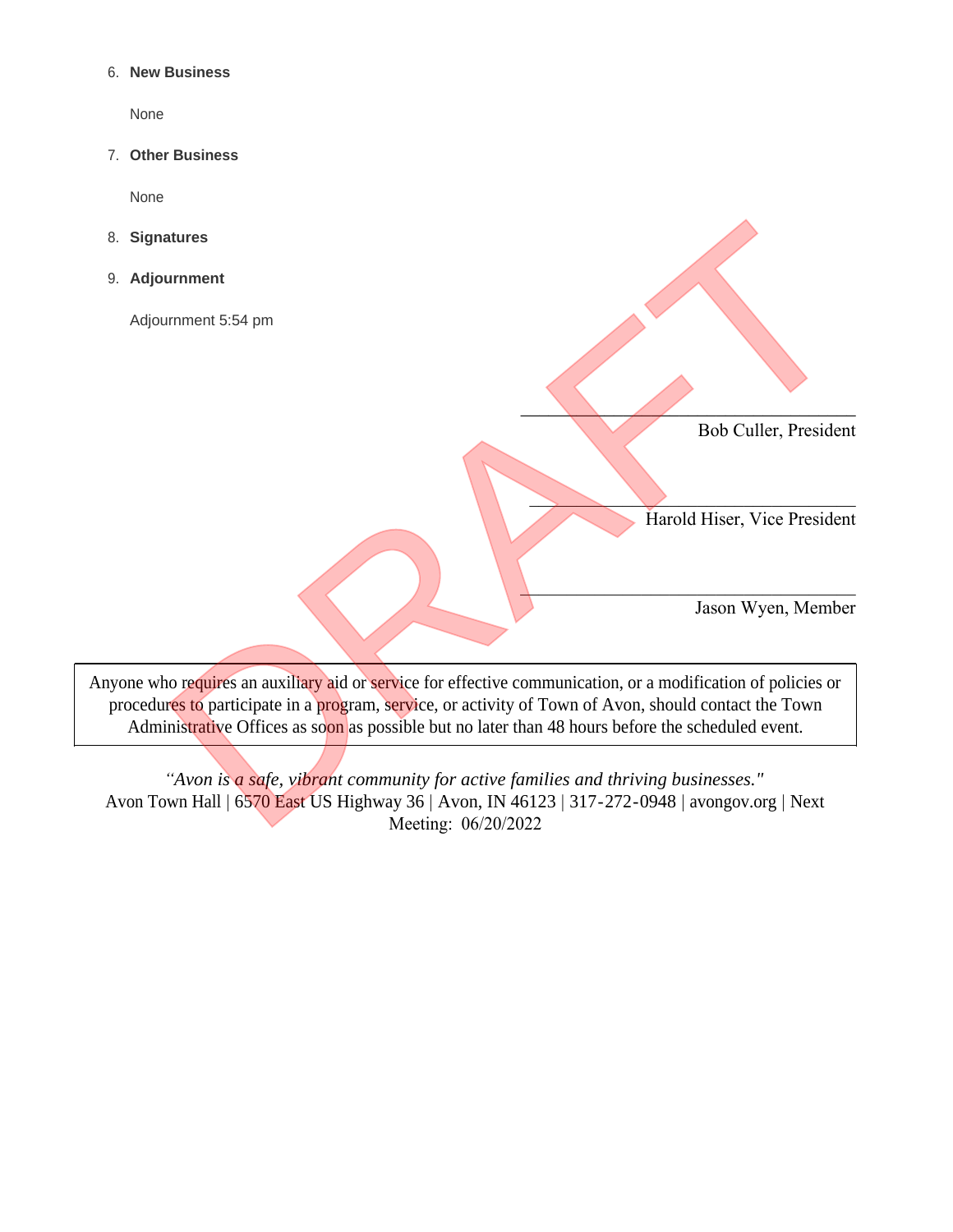6. **New Business**

   None

7. **Other Business**

   None

8. **Signatures**

9. **Adjournment**

   Adjournment 5:54 pm

DRAFT

\_\_\_\_\_\_\_\_\_\_\_\_\_\_\_\_\_\_\_\_\_\_\_\_\_\_\_\_\_\_
Bob Culler, President

\_\_\_\_\_\_\_\_\_\_\_\_\_\_\_\_\_\_\_\_\_\_\_\_\_\_\_\_\_\_
Harold Hiser, Vice President

\_\_\_\_\_\_\_\_\_\_\_\_\_\_\_\_\_\_\_\_\_\_\_\_\_\_\_\_\_\_
Jason Wyen, Member

Anyone who requires an auxiliary aid or service for effective communication, or a modification of policies or procedures to participate in a program, service, or activity of Town of Avon, should contact the Town Administrative Offices as soon as possible but no later than 48 hours before the scheduled event.

*"Avon is a safe, vibrant community for active families and thriving businesses."*
Avon Town Hall | 6570 East US Highway 36 | Avon, IN 46123 | 317-272-0948 | avongov.org | Next Meeting: 06/20/2022